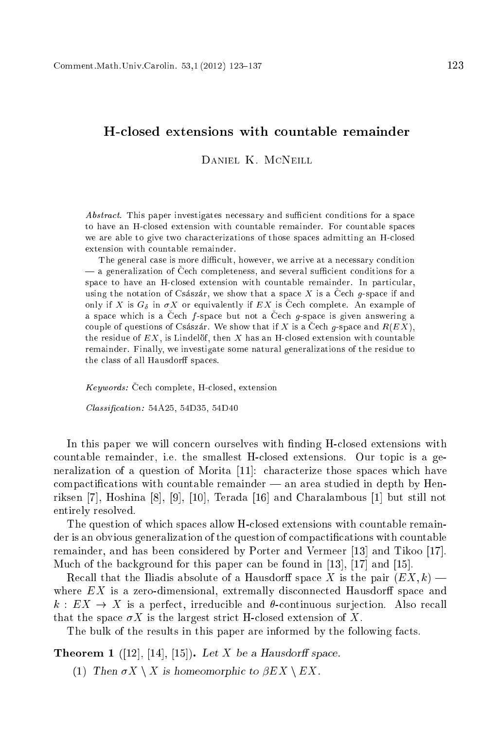# H-closed extensions with countable remainder

Daniel K. McNeill

*Abstract.* This paper investigates necessary and sufficient conditions for a space to have an H-closed extension with countable remainder. For countable spaces we are able to give two characterizations of those spaces admitting an H-closed extension with countable remainder.

The general case is more difficult, however, we arrive at a necessary condition — a generalization of Čech completeness, and several sufficient conditions for a space to have an H-closed extension with countable remainder. In particular, using the notation of Császár, we show that a space $X$ is a Čech $g$-space if and only if $X$ is $G_\delta$ in $\sigma X$ or equivalently if $EX$ is Čech complete. An example of a space which is a Čech $f$-space but not a Čech $g$-space is given answering a couple of questions of Császár. We show that if $X$ is a Čech $g$-space and $R(EX)$, the residue of $EX$, is Lindelöf, then $X$ has an H-closed extension with countable remainder. Finally, we investigate some natural generalizations of the residue to the class of all Hausdorff spaces.

*Keywords:* Čech complete, H-closed, extension

*Classification:* 54A25, 54D35, 54D40

In this paper we will concern ourselves with finding H-closed extensions with countable remainder, i.e. the smallest H-closed extensions. Our topic is a generalization of a question of Morita [11]: characterize those spaces which have compactifications with countable remainder — an area studied in depth by Henriksen [7], Hoshina [8], [9], [10], Terada [16] and Charalambous [1] but still not entirely resolved.

The question of which spaces allow H-closed extensions with countable remainder is an obvious generalization of the question of compactifications with countable remainder, and has been considered by Porter and Vermeer [13] and Tikoo [17]. Much of the background for this paper can be found in [13], [17] and [15].

Recall that the Iliadis absolute of a Hausdorff space $X$ is the pair $(EX, k)$ — where $EX$ is a zero-dimensional, extremally disconnected Hausdorff space and $k : EX \to X$ is a perfect, irreducible and $\theta$-continuous surjection. Also recall that the space $\sigma X$ is the largest strict H-closed extension of $X$.

The bulk of the results in this paper are informed by the following facts.

**Theorem 1** ([12], [14], [15]). *Let $X$ be a Hausdorff space.*

(1) *Then $\sigma X \setminus X$ is homeomorphic to $\beta EX \setminus EX$.*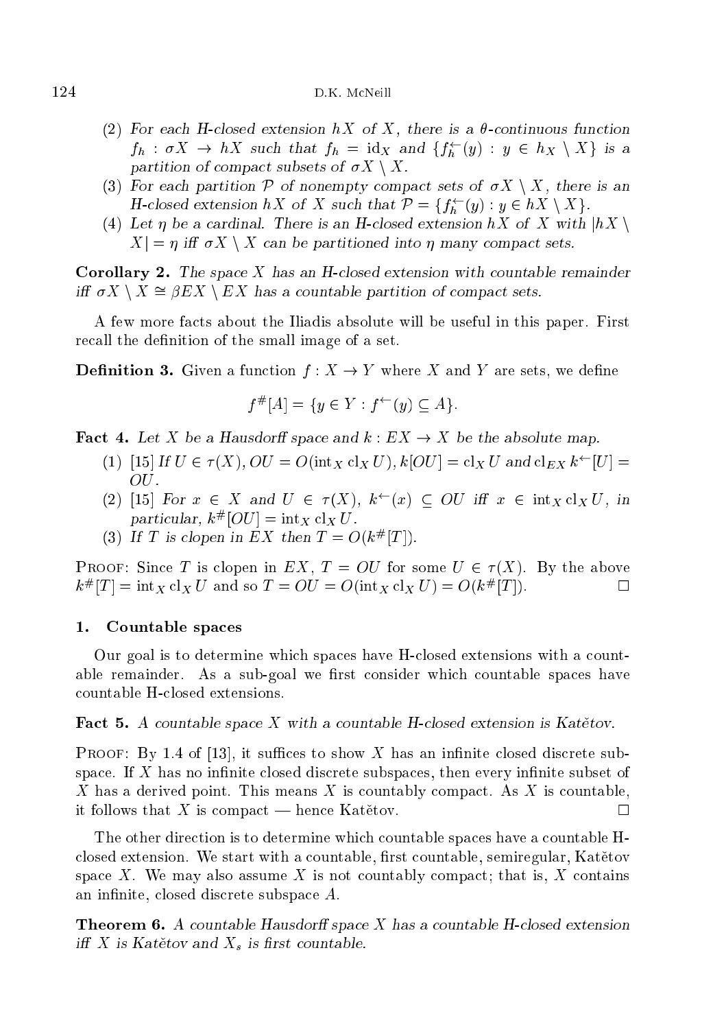(2) For each H-closed extension $hX$ of $X$, there is a $\theta$-continuous function $f_h : \sigma X \to hX$ such that $f_h = \mathrm{id}_X$ and $\{f_h^{\leftarrow}(y) : y \in h_X \setminus X\}$ is a partition of compact subsets of $\sigma X \setminus X$.

(3) For each partition $\mathcal{P}$ of nonempty compact sets of $\sigma X \setminus X$, there is an H-closed extension $hX$ of $X$ such that $\mathcal{P} = \{f_h^{\leftarrow}(y) : y \in hX \setminus X\}$.

(4) Let $\eta$ be a cardinal. There is an H-closed extension $hX$ of $X$ with $|hX \setminus X| = \eta$ iff $\sigma X \setminus X$ can be partitioned into $\eta$ many compact sets.

**Corollary 2.** *The space $X$ has an H-closed extension with countable remainder iff $\sigma X \setminus X \cong \beta EX \setminus EX$ has a countable partition of compact sets.*

A few more facts about the Iliadis absolute will be useful in this paper. First recall the definition of the small image of a set.

**Definition 3.** Given a function $f : X \to Y$ where $X$ and $Y$ are sets, we define

$$f^{\#}[A] = \{y \in Y : f^{\leftarrow}(y) \subseteq A\}.$$

**Fact 4.** *Let $X$ be a Hausdorff space and $k : EX \to X$ be the absolute map.*

(1) [15] *If $U \in \tau(X)$, $OU = O(\mathrm{int}_X\, \mathrm{cl}_X\, U)$, $k[OU] = \mathrm{cl}_X\, U$ and $\mathrm{cl}_{EX}\, k^{\leftarrow}[U] = OU$.*

(2) [15] *For $x \in X$ and $U \in \tau(X)$, $k^{\leftarrow}(x) \subseteq OU$ iff $x \in \mathrm{int}_X\, \mathrm{cl}_X\, U$, in particular, $k^{\#}[OU] = \mathrm{int}_X\, \mathrm{cl}_X\, U$.*

(3) *If $T$ is clopen in $EX$ then $T = O(k^{\#}[T])$.*

Proof: Since $T$ is clopen in $EX$, $T = OU$ for some $U \in \tau(X)$. By the above $k^{\#}[T] = \mathrm{int}_X\, \mathrm{cl}_X\, U$ and so $T = OU = O(\mathrm{int}_X\, \mathrm{cl}_X\, U) = O(k^{\#}[T])$. $\square$

## 1. Countable spaces

Our goal is to determine which spaces have H-closed extensions with a countable remainder. As a sub-goal we first consider which countable spaces have countable H-closed extensions.

**Fact 5.** *A countable space $X$ with a countable H-closed extension is Katětov.*

Proof: By 1.4 of [13], it suffices to show $X$ has an infinite closed discrete subspace. If $X$ has no infinite closed discrete subspaces, then every infinite subset of $X$ has a derived point. This means $X$ is countably compact. As $X$ is countable, it follows that $X$ is compact — hence Katětov. $\square$

The other direction is to determine which countable spaces have a countable H-closed extension. We start with a countable, first countable, semiregular, Katětov space $X$. We may also assume $X$ is not countably compact; that is, $X$ contains an infinite, closed discrete subspace $A$.

**Theorem 6.** *A countable Hausdorff space $X$ has a countable H-closed extension iff $X$ is Katětov and $X_s$ is first countable.*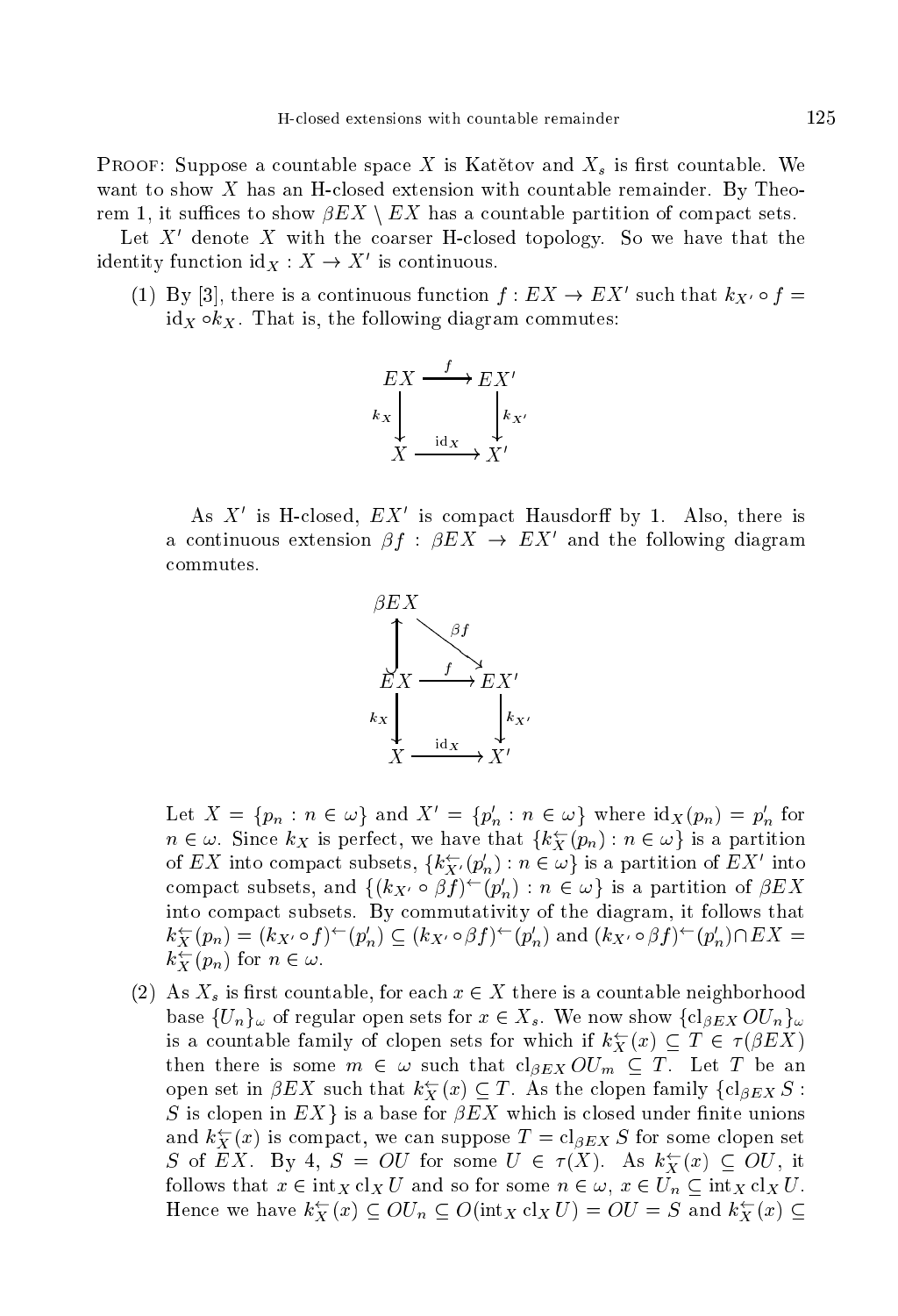PROOF: Suppose a countable space $X$ is Katětov and $X_s$ is first countable. We want to show $X$ has an H-closed extension with countable remainder. By Theorem 1, it suffices to show $\beta EX \setminus EX$ has a countable partition of compact sets.

Let $X'$ denote $X$ with the coarser H-closed topology. So we have that the identity function $\mathrm{id}_X : X \to X'$ is continuous.

(1) By [3], there is a continuous function $f : EX \to EX'$ such that $k_{X'} \circ f = \mathrm{id}_X \circ k_X$. That is, the following diagram commutes:

$$\begin{array}{ccc} EX & \xrightarrow{f} & EX' \\ {\scriptstyle k_X}\downarrow & & \downarrow{\scriptstyle k_{X'}} \\ X & \xrightarrow{\mathrm{id}_X} & X' \end{array}$$

As $X'$ is H-closed, $EX'$ is compact Hausdorff by 1. Also, there is a continuous extension $\beta f : \beta EX \to EX'$ and the following diagram commutes.

$$\begin{array}{ccc} \beta EX & & \\ \uparrow & \searrow{\scriptstyle \beta f} & \\ EX & \xrightarrow{f} & EX' \\ {\scriptstyle k_X}\downarrow & & \downarrow{\scriptstyle k_{X'}} \\ X & \xrightarrow{\mathrm{id}_X} & X' \end{array}$$

Let $X = \{p_n : n \in \omega\}$ and $X' = \{p'_n : n \in \omega\}$ where $\mathrm{id}_X(p_n) = p'_n$ for $n \in \omega$. Since $k_X$ is perfect, we have that $\{k_X^{\leftarrow}(p_n) : n \in \omega\}$ is a partition of $EX$ into compact subsets, $\{k_{X'}^{\leftarrow}(p'_n) : n \in \omega\}$ is a partition of $EX'$ into compact subsets, and $\{(k_{X'} \circ \beta f)^{\leftarrow}(p'_n) : n \in \omega\}$ is a partition of $\beta EX$ into compact subsets. By commutativity of the diagram, it follows that $k_X^{\leftarrow}(p_n) = (k_{X'} \circ f)^{\leftarrow}(p'_n) \subseteq (k_{X'} \circ \beta f)^{\leftarrow}(p'_n)$ and $(k_{X'} \circ \beta f)^{\leftarrow}(p'_n) \cap EX = k_X^{\leftarrow}(p_n)$ for $n \in \omega$.

(2) As $X_s$ is first countable, for each $x \in X$ there is a countable neighborhood base $\{U_n\}_\omega$ of regular open sets for $x \in X_s$. We now show $\{\mathrm{cl}_{\beta EX}\, OU_n\}_\omega$ is a countable family of clopen sets for which if $k_X^{\leftarrow}(x) \subseteq T \in \tau(\beta EX)$ then there is some $m \in \omega$ such that $\mathrm{cl}_{\beta EX}\, OU_m \subseteq T$. Let $T$ be an open set in $\beta EX$ such that $k_X^{\leftarrow}(x) \subseteq T$. As the clopen family $\{\mathrm{cl}_{\beta EX}\, S : S \text{ is clopen in } EX\}$ is a base for $\beta EX$ which is closed under finite unions and $k_X^{\leftarrow}(x)$ is compact, we can suppose $T = \mathrm{cl}_{\beta EX}\, S$ for some clopen set $S$ of $EX$. By 4, $S = OU$ for some $U \in \tau(X)$. As $k_X^{\leftarrow}(x) \subseteq OU$, it follows that $x \in \mathrm{int}_X\, \mathrm{cl}_X\, U$ and so for some $n \in \omega$, $x \in U_n \subseteq \mathrm{int}_X\, \mathrm{cl}_X\, U$. Hence we have $k_X^{\leftarrow}(x) \subseteq OU_n \subseteq O(\mathrm{int}_X\, \mathrm{cl}_X\, U) = OU = S$ and $k_X^{\leftarrow}(x) \subseteq$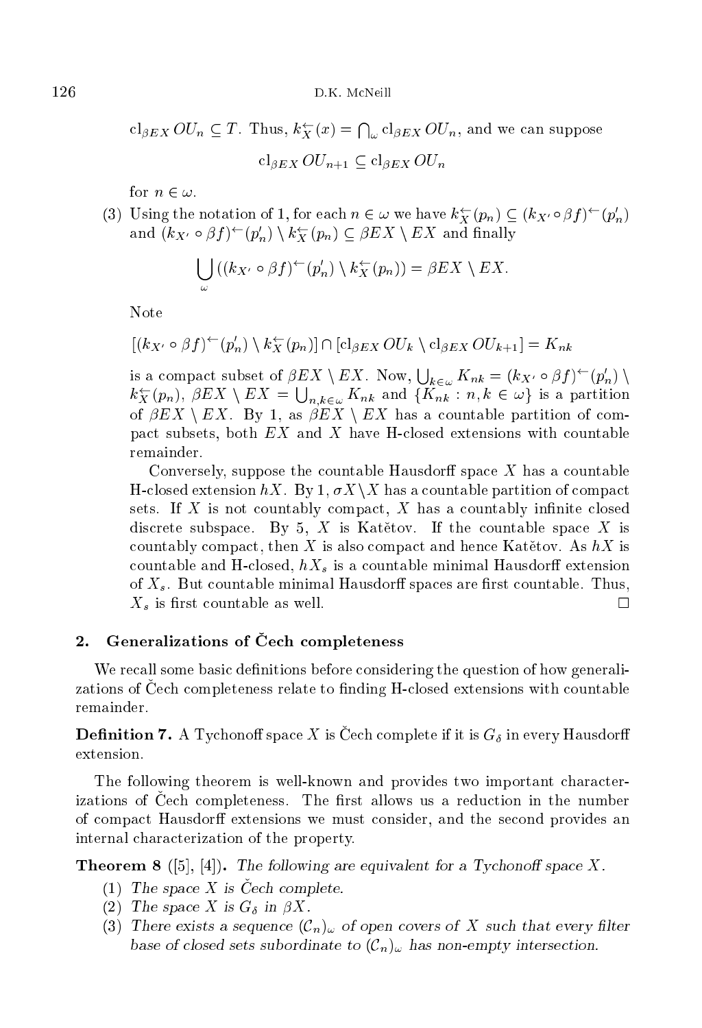$\mathrm{cl}_{\beta EX}\, OU_n \subseteq T$. Thus, $k_X^{\leftarrow}(x) = \bigcap_\omega \mathrm{cl}_{\beta EX}\, OU_n$, and we can suppose

$$\mathrm{cl}_{\beta EX}\, OU_{n+1} \subseteq \mathrm{cl}_{\beta EX}\, OU_n$$

for $n \in \omega$.

(3) Using the notation of 1, for each $n \in \omega$ we have $k_X^{\leftarrow}(p_n) \subseteq (k_{X'} \circ \beta f)^{\leftarrow}(p'_n)$ and $(k_{X'} \circ \beta f)^{\leftarrow}(p'_n) \setminus k_X^{\leftarrow}(p_n) \subseteq \beta EX \setminus EX$ and finally

$$\bigcup_\omega ((k_{X'} \circ \beta f)^{\leftarrow}(p'_n) \setminus k_X^{\leftarrow}(p_n)) = \beta EX \setminus EX.$$

Note

$$[(k_{X'} \circ \beta f)^{\leftarrow}(p'_n) \setminus k_X^{\leftarrow}(p_n)] \cap [\mathrm{cl}_{\beta EX}\, OU_k \setminus \mathrm{cl}_{\beta EX}\, OU_{k+1}] = K_{nk}$$

is a compact subset of $\beta EX \setminus EX$. Now, $\bigcup_{k \in \omega} K_{nk} = (k_{X'} \circ \beta f)^{\leftarrow}(p'_n) \setminus k_X^{\leftarrow}(p_n)$, $\beta EX \setminus EX = \bigcup_{n,k \in \omega} K_{nk}$ and $\{K_{nk} : n, k \in \omega\}$ is a partition of $\beta EX \setminus EX$. By 1, as $\beta EX \setminus EX$ has a countable partition of compact subsets, both $EX$ and $X$ have H-closed extensions with countable remainder.

Conversely, suppose the countable Hausdorff space $X$ has a countable H-closed extension $hX$. By 1, $\sigma X \setminus X$ has a countable partition of compact sets. If $X$ is not countably compact, $X$ has a countably infinite closed discrete subspace. By 5, $X$ is Katětov. If the countable space $X$ is countably compact, then $X$ is also compact and hence Katětov. As $hX$ is countable and H-closed, $hX_s$ is a countable minimal Hausdorff extension of $X_s$. But countable minimal Hausdorff spaces are first countable. Thus, $X_s$ is first countable as well. □

## 2. Generalizations of Čech completeness

We recall some basic definitions before considering the question of how generalizations of Čech completeness relate to finding H-closed extensions with countable remainder.

**Definition 7.** A Tychonoff space $X$ is Čech complete if it is $G_\delta$ in every Hausdorff extension.

The following theorem is well-known and provides two important characterizations of Čech completeness. The first allows us a reduction in the number of compact Hausdorff extensions we must consider, and the second provides an internal characterization of the property.

**Theorem 8** ([5], [4]). *The following are equivalent for a Tychonoff space $X$.*

1. *The space $X$ is Čech complete.*
2. *The space $X$ is $G_\delta$ in $\beta X$.*
3. *There exists a sequence $(\mathcal{C}_n)_\omega$ of open covers of $X$ such that every filter base of closed sets subordinate to $(\mathcal{C}_n)_\omega$ has non-empty intersection.*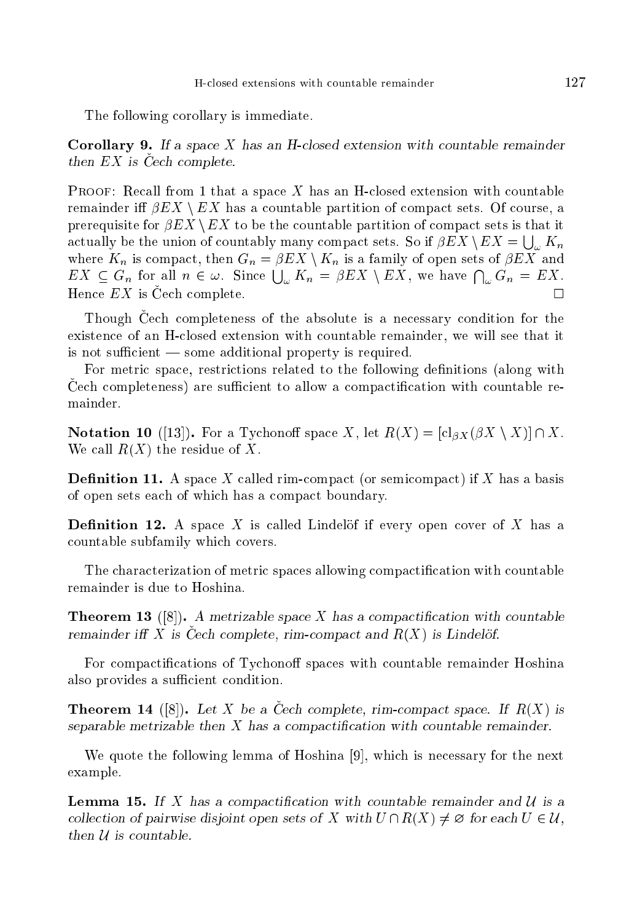The following corollary is immediate.

**Corollary 9.** *If a space $X$ has an H-closed extension with countable remainder then $EX$ is Čech complete.*

Proof: Recall from 1 that a space $X$ has an H-closed extension with countable remainder iff $\beta EX \setminus EX$ has a countable partition of compact sets. Of course, a prerequisite for $\beta EX \setminus EX$ to be the countable partition of compact sets is that it actually be the union of countably many compact sets. So if $\beta EX \setminus EX = \bigcup_\omega K_n$ where $K_n$ is compact, then $G_n = \beta EX \setminus K_n$ is a family of open sets of $\beta EX$ and $EX \subseteq G_n$ for all $n \in \omega$. Since $\bigcup_\omega K_n = \beta EX \setminus EX$, we have $\bigcap_\omega G_n = EX$. Hence $EX$ is Čech complete. □

Though Čech completeness of the absolute is a necessary condition for the existence of an H-closed extension with countable remainder, we will see that it is not sufficient — some additional property is required.

For metric space, restrictions related to the following definitions (along with Čech completeness) are sufficient to allow a compactification with countable remainder.

**Notation 10** ([13]). For a Tychonoff space $X$, let $R(X) = [\mathrm{cl}_{\beta X}(\beta X \setminus X)] \cap X$. We call $R(X)$ the residue of $X$.

**Definition 11.** A space $X$ called rim-compact (or semicompact) if $X$ has a basis of open sets each of which has a compact boundary.

**Definition 12.** A space $X$ is called Lindelöf if every open cover of $X$ has a countable subfamily which covers.

The characterization of metric spaces allowing compactification with countable remainder is due to Hoshina.

**Theorem 13** ([8]). *A metrizable space $X$ has a compactification with countable remainder iff $X$ is Čech complete, rim-compact and $R(X)$ is Lindelöf.*

For compactifications of Tychonoff spaces with countable remainder Hoshina also provides a sufficient condition.

**Theorem 14** ([8]). *Let $X$ be a Čech complete, rim-compact space. If $R(X)$ is separable metrizable then $X$ has a compactification with countable remainder.*

We quote the following lemma of Hoshina [9], which is necessary for the next example.

**Lemma 15.** *If $X$ has a compactification with countable remainder and $\mathcal{U}$ is a collection of pairwise disjoint open sets of $X$ with $U \cap R(X) \neq \varnothing$ for each $U \in \mathcal{U}$, then $\mathcal{U}$ is countable.*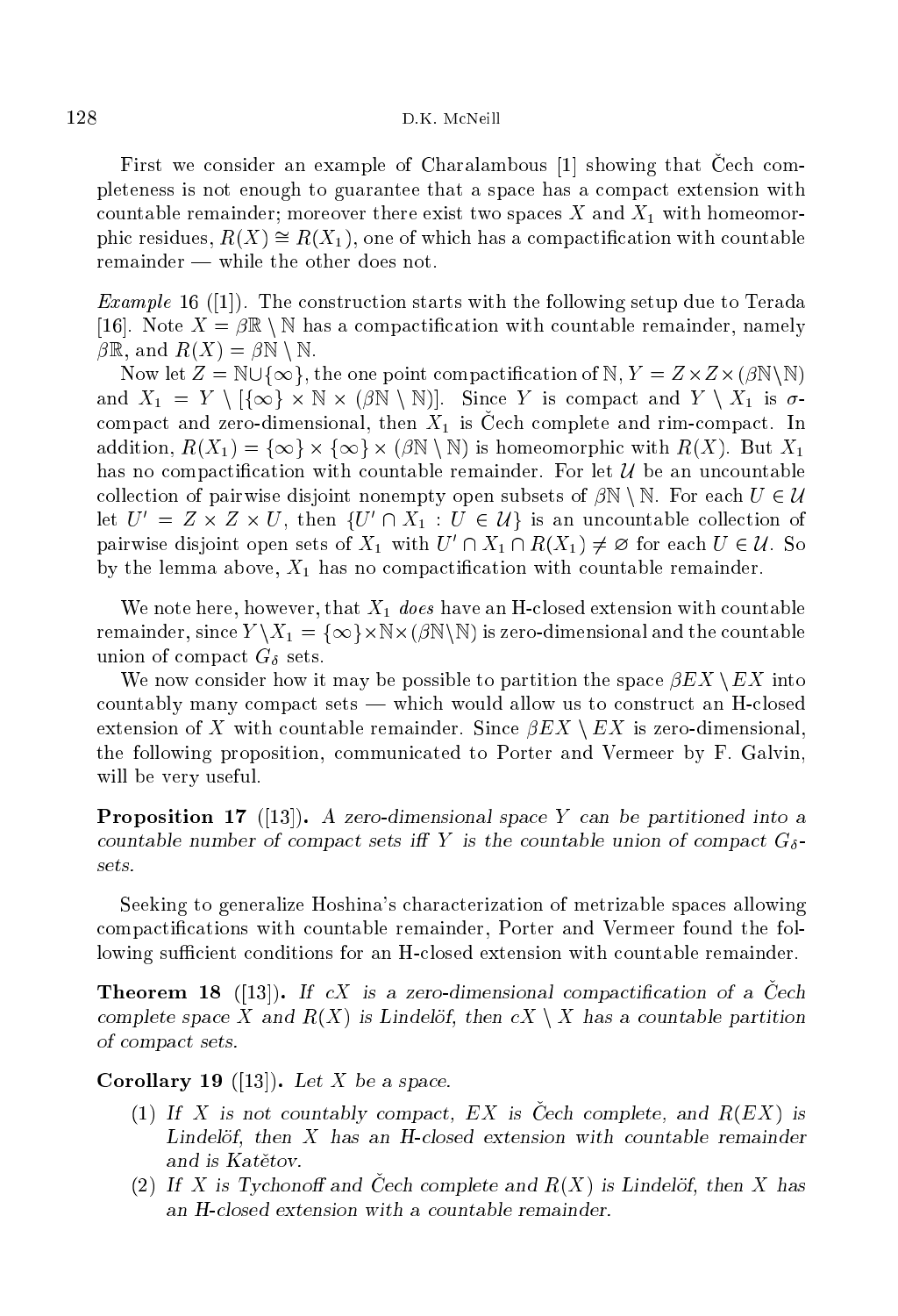First we consider an example of Charalambous [1] showing that Čech completeness is not enough to guarantee that a space has a compact extension with countable remainder; moreover there exist two spaces $X$ and $X_1$ with homeomorphic residues, $R(X) \cong R(X_1)$, one of which has a compactification with countable remainder — while the other does not.

*Example* 16 ([1]). The construction starts with the following setup due to Terada [16]. Note $X = \beta\mathbb{R} \setminus \mathbb{N}$ has a compactification with countable remainder, namely $\beta\mathbb{R}$, and $R(X) = \beta\mathbb{N} \setminus \mathbb{N}$.

Now let $Z = \mathbb{N} \cup \{\infty\}$, the one point compactification of $\mathbb{N}$, $Y = Z \times Z \times (\beta\mathbb{N} \setminus \mathbb{N})$ and $X_1 = Y \setminus [\{\infty\} \times \mathbb{N} \times (\beta\mathbb{N} \setminus \mathbb{N})]$. Since $Y$ is compact and $Y \setminus X_1$ is $\sigma$-compact and zero-dimensional, then $X_1$ is Čech complete and rim-compact. In addition, $R(X_1) = \{\infty\} \times \{\infty\} \times (\beta\mathbb{N} \setminus \mathbb{N})$ is homeomorphic with $R(X)$. But $X_1$ has no compactification with countable remainder. For let $\mathcal{U}$ be an uncountable collection of pairwise disjoint nonempty open subsets of $\beta\mathbb{N} \setminus \mathbb{N}$. For each $U \in \mathcal{U}$ let $U' = Z \times Z \times U$, then $\{U' \cap X_1 : U \in \mathcal{U}\}$ is an uncountable collection of pairwise disjoint open sets of $X_1$ with $U' \cap X_1 \cap R(X_1) \neq \varnothing$ for each $U \in \mathcal{U}$. So by the lemma above, $X_1$ has no compactification with countable remainder.

We note here, however, that $X_1$ *does* have an H-closed extension with countable remainder, since $Y \setminus X_1 = \{\infty\} \times \mathbb{N} \times (\beta\mathbb{N} \setminus \mathbb{N})$ is zero-dimensional and the countable union of compact $G_\delta$ sets.

We now consider how it may be possible to partition the space $\beta EX \setminus EX$ into countably many compact sets — which would allow us to construct an H-closed extension of $X$ with countable remainder. Since $\beta EX \setminus EX$ is zero-dimensional, the following proposition, communicated to Porter and Vermeer by F. Galvin, will be very useful.

**Proposition 17** ([13]). *A zero-dimensional space $Y$ can be partitioned into a countable number of compact sets iff $Y$ is the countable union of compact $G_\delta$-sets.*

Seeking to generalize Hoshina's characterization of metrizable spaces allowing compactifications with countable remainder, Porter and Vermeer found the following sufficient conditions for an H-closed extension with countable remainder.

**Theorem 18** ([13]). *If $cX$ is a zero-dimensional compactification of a Čech complete space $X$ and $R(X)$ is Lindelöf, then $cX \setminus X$ has a countable partition of compact sets.*

**Corollary 19** ([13]). *Let $X$ be a space.*

1. *If $X$ is not countably compact, $EX$ is Čech complete, and $R(EX)$ is Lindelöf, then $X$ has an H-closed extension with countable remainder and is Katětov.*
2. *If $X$ is Tychonoff and Čech complete and $R(X)$ is Lindelöf, then $X$ has an H-closed extension with a countable remainder.*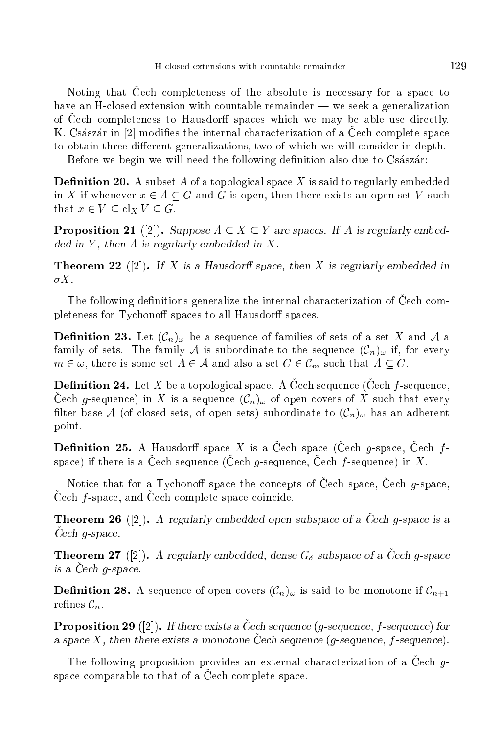Noting that Čech completeness of the absolute is necessary for a space to have an H-closed extension with countable remainder — we seek a generalization of Čech completeness to Hausdorff spaces which we may be able use directly. K. Császár in [2] modifies the internal characterization of a Čech complete space to obtain three different generalizations, two of which we will consider in depth.

Before we begin we will need the following definition also due to Császár:

**Definition 20.** A subset $A$ of a topological space $X$ is said to regularly embedded in $X$ if whenever $x \in A \subseteq G$ and $G$ is open, then there exists an open set $V$ such that $x \in V \subseteq \mathrm{cl}_X V \subseteq G$.

**Proposition 21** ([2])**.** *Suppose $A \subseteq X \subseteq Y$ are spaces. If $A$ is regularly embedded in $Y$, then $A$ is regularly embedded in $X$.*

**Theorem 22** ([2])**.** *If $X$ is a Hausdorff space, then $X$ is regularly embedded in $\sigma X$.*

The following definitions generalize the internal characterization of Čech completeness for Tychonoff spaces to all Hausdorff spaces.

**Definition 23.** Let $(\mathcal{C}_n)_\omega$ be a sequence of families of sets of a set $X$ and $\mathcal{A}$ a family of sets. The family $\mathcal{A}$ is subordinate to the sequence $(\mathcal{C}_n)_\omega$ if, for every $m \in \omega$, there is some set $A \in \mathcal{A}$ and also a set $C \in \mathcal{C}_m$ such that $A \subseteq C$.

**Definition 24.** Let $X$ be a topological space. A Čech sequence (Čech $f$-sequence, Čech $g$-sequence) in $X$ is a sequence $(\mathcal{C}_n)_\omega$ of open covers of $X$ such that every filter base $\mathcal{A}$ (of closed sets, of open sets) subordinate to $(\mathcal{C}_n)_\omega$ has an adherent point.

**Definition 25.** A Hausdorff space $X$ is a Čech space (Čech $g$-space, Čech $f$-space) if there is a Čech sequence (Čech $g$-sequence, Čech $f$-sequence) in $X$.

Notice that for a Tychonoff space the concepts of Čech space, Čech $g$-space, Čech $f$-space, and Čech complete space coincide.

**Theorem 26** ([2])**.** *A regularly embedded open subspace of a Čech $g$-space is a Čech $g$-space.*

**Theorem 27** ([2])**.** *A regularly embedded, dense $G_\delta$ subspace of a Čech $g$-space is a Čech $g$-space.*

**Definition 28.** A sequence of open covers $(\mathcal{C}_n)_\omega$ is said to be monotone if $\mathcal{C}_{n+1}$ refines $\mathcal{C}_n$.

**Proposition 29** ([2])**.** *If there exists a Čech sequence ($g$-sequence, $f$-sequence) for a space $X$, then there exists a monotone Čech sequence ($g$-sequence, $f$-sequence).*

The following proposition provides an external characterization of a Čech $g$-space comparable to that of a Čech complete space.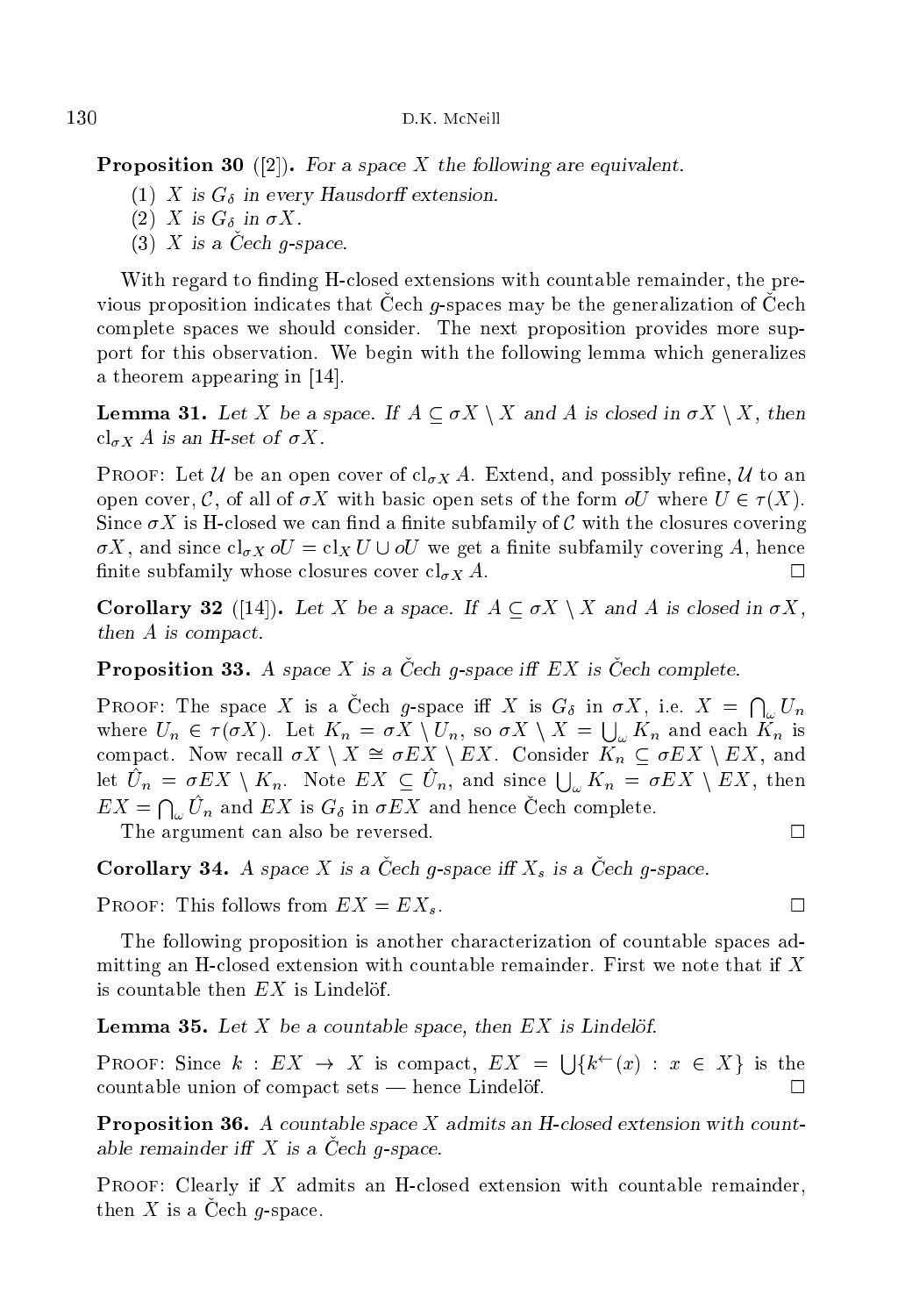**Proposition 30** ([2]). *For a space $X$ the following are equivalent.*

(1) *$X$ is $G_\delta$ in every Hausdorff extension.*
(2) *$X$ is $G_\delta$ in $\sigma X$.*
(3) *$X$ is a Čech $g$-space.*

With regard to finding H-closed extensions with countable remainder, the previous proposition indicates that Čech $g$-spaces may be the generalization of Čech complete spaces we should consider. The next proposition provides more support for this observation. We begin with the following lemma which generalizes a theorem appearing in [14].

**Lemma 31.** *Let $X$ be a space. If $A \subseteq \sigma X \setminus X$ and $A$ is closed in $\sigma X \setminus X$, then $\mathrm{cl}_{\sigma X} A$ is an H-set of $\sigma X$.*

Proof: Let $\mathcal{U}$ be an open cover of $\mathrm{cl}_{\sigma X} A$. Extend, and possibly refine, $\mathcal{U}$ to an open cover, $\mathcal{C}$, of all of $\sigma X$ with basic open sets of the form $oU$ where $U \in \tau(X)$. Since $\sigma X$ is H-closed we can find a finite subfamily of $\mathcal{C}$ with the closures covering $\sigma X$, and since $\mathrm{cl}_{\sigma X}\, oU = \mathrm{cl}_X U \cup oU$ we get a finite subfamily covering $A$, hence finite subfamily whose closures cover $\mathrm{cl}_{\sigma X} A$. $\square$

**Corollary 32** ([14]). *Let $X$ be a space. If $A \subseteq \sigma X \setminus X$ and $A$ is closed in $\sigma X$, then $A$ is compact.*

**Proposition 33.** *A space $X$ is a Čech $g$-space iff $EX$ is Čech complete.*

Proof: The space $X$ is a Čech $g$-space iff $X$ is $G_\delta$ in $\sigma X$, i.e. $X = \bigcap_\omega U_n$ where $U_n \in \tau(\sigma X)$. Let $K_n = \sigma X \setminus U_n$, so $\sigma X \setminus X = \bigcup_\omega K_n$ and each $K_n$ is compact. Now recall $\sigma X \setminus X \cong \sigma EX \setminus EX$. Consider $K_n \subseteq \sigma EX \setminus EX$, and let $\hat{U}_n = \sigma EX \setminus K_n$. Note $EX \subseteq \hat{U}_n$, and since $\bigcup_\omega K_n = \sigma EX \setminus EX$, then $EX = \bigcap_\omega \hat{U}_n$ and $EX$ is $G_\delta$ in $\sigma EX$ and hence Čech complete.

The argument can also be reversed. $\square$

**Corollary 34.** *A space $X$ is a Čech $g$-space iff $X_s$ is a Čech $g$-space.*

Proof: This follows from $EX = EX_s$. $\square$

The following proposition is another characterization of countable spaces admitting an H-closed extension with countable remainder. First we note that if $X$ is countable then $EX$ is Lindelöf.

**Lemma 35.** *Let $X$ be a countable space, then $EX$ is Lindelöf.*

Proof: Since $k : EX \to X$ is compact, $EX = \bigcup\{k^{\leftarrow}(x) : x \in X\}$ is the countable union of compact sets — hence Lindelöf. $\square$

**Proposition 36.** *A countable space $X$ admits an H-closed extension with countable remainder iff $X$ is a Čech $g$-space.*

Proof: Clearly if $X$ admits an H-closed extension with countable remainder, then $X$ is a Čech $g$-space.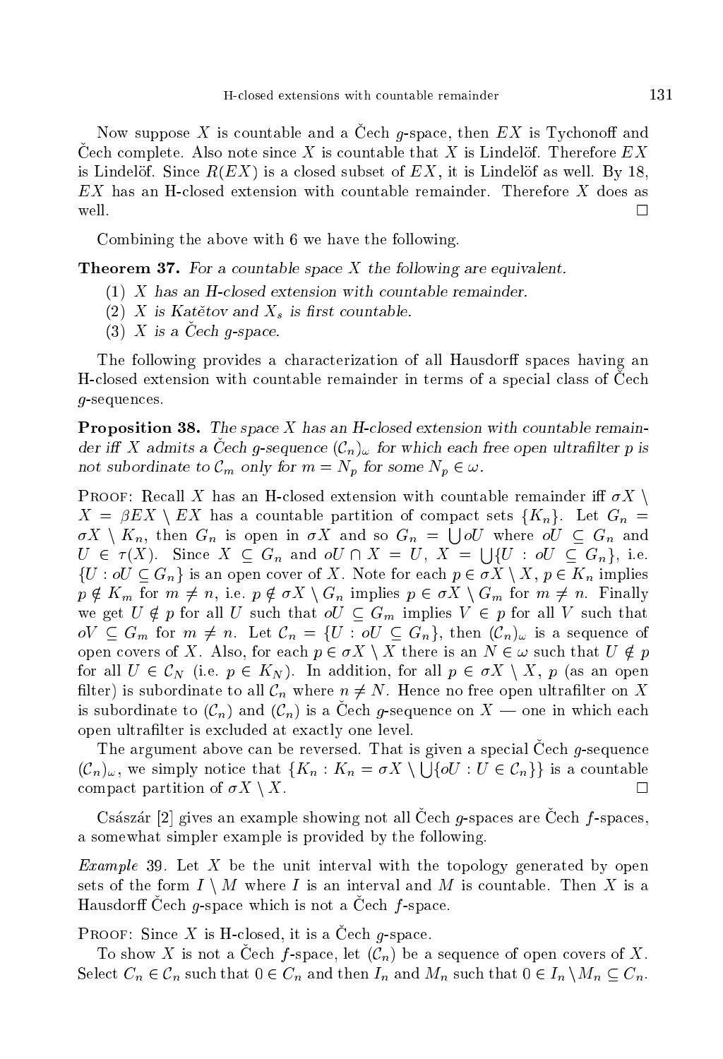Now suppose $X$ is countable and a Čech $g$-space, then $EX$ is Tychonoff and Čech complete. Also note since $X$ is countable that $X$ is Lindelöf. Therefore $EX$ is Lindelöf. Since $R(EX)$ is a closed subset of $EX$, it is Lindelöf as well. By 18, $EX$ has an H-closed extension with countable remainder. Therefore $X$ does as well. □

Combining the above with 6 we have the following.

**Theorem 37.** *For a countable space $X$ the following are equivalent.*

1. *$X$ has an H-closed extension with countable remainder.*
2. *$X$ is Katětov and $X_s$ is first countable.*
3. *$X$ is a Čech $g$-space.*

The following provides a characterization of all Hausdorff spaces having an H-closed extension with countable remainder in terms of a special class of Čech $g$-sequences.

**Proposition 38.** *The space $X$ has an H-closed extension with countable remainder iff $X$ admits a Čech $g$-sequence $(\mathcal{C}_n)_\omega$ for which each free open ultrafilter $p$ is not subordinate to $\mathcal{C}_m$ only for $m = N_p$ for some $N_p \in \omega$.*

Proof: Recall $X$ has an H-closed extension with countable remainder iff $\sigma X \setminus X = \beta EX \setminus EX$ has a countable partition of compact sets $\{K_n\}$. Let $G_n = \sigma X \setminus K_n$, then $G_n$ is open in $\sigma X$ and so $G_n = \bigcup oU$ where $oU \subseteq G_n$ and $U \in \tau(X)$. Since $X \subseteq G_n$ and $oU \cap X = U$, $X = \bigcup\{U : oU \subseteq G_n\}$, i.e. $\{U : oU \subseteq G_n\}$ is an open cover of $X$. Note for each $p \in \sigma X \setminus X$, $p \in K_n$ implies $p \notin K_m$ for $m \neq n$, i.e. $p \notin \sigma X \setminus G_n$ implies $p \in \sigma X \setminus G_m$ for $m \neq n$. Finally we get $U \notin p$ for all $U$ such that $oU \subseteq G_m$ implies $V \in p$ for all $V$ such that $oV \subseteq G_m$ for $m \neq n$. Let $\mathcal{C}_n = \{U : oU \subseteq G_n\}$, then $(\mathcal{C}_n)_\omega$ is a sequence of open covers of $X$. Also, for each $p \in \sigma X \setminus X$ there is an $N \in \omega$ such that $U \notin p$ for all $U \in \mathcal{C}_N$ (i.e. $p \in K_N$). In addition, for all $p \in \sigma X \setminus X$, $p$ (as an open filter) is subordinate to all $\mathcal{C}_n$ where $n \neq N$. Hence no free open ultrafilter on $X$ is subordinate to $(\mathcal{C}_n)$ and $(\mathcal{C}_n)$ is a Čech $g$-sequence on $X$ — one in which each open ultrafilter is excluded at exactly one level.

The argument above can be reversed. That is given a special Čech $g$-sequence $(\mathcal{C}_n)_\omega$, we simply notice that $\{K_n : K_n = \sigma X \setminus \bigcup\{oU : U \in \mathcal{C}_n\}\}$ is a countable compact partition of $\sigma X \setminus X$. □

Császár [2] gives an example showing not all Čech $g$-spaces are Čech $f$-spaces, a somewhat simpler example is provided by the following.

*Example* 39. Let $X$ be the unit interval with the topology generated by open sets of the form $I \setminus M$ where $I$ is an interval and $M$ is countable. Then $X$ is a Hausdorff Čech $g$-space which is not a Čech $f$-space.

Proof: Since $X$ is H-closed, it is a Čech $g$-space.

To show $X$ is not a Čech $f$-space, let $(\mathcal{C}_n)$ be a sequence of open covers of $X$. Select $C_n \in \mathcal{C}_n$ such that $0 \in C_n$ and then $I_n$ and $M_n$ such that $0 \in I_n \setminus M_n \subseteq C_n$.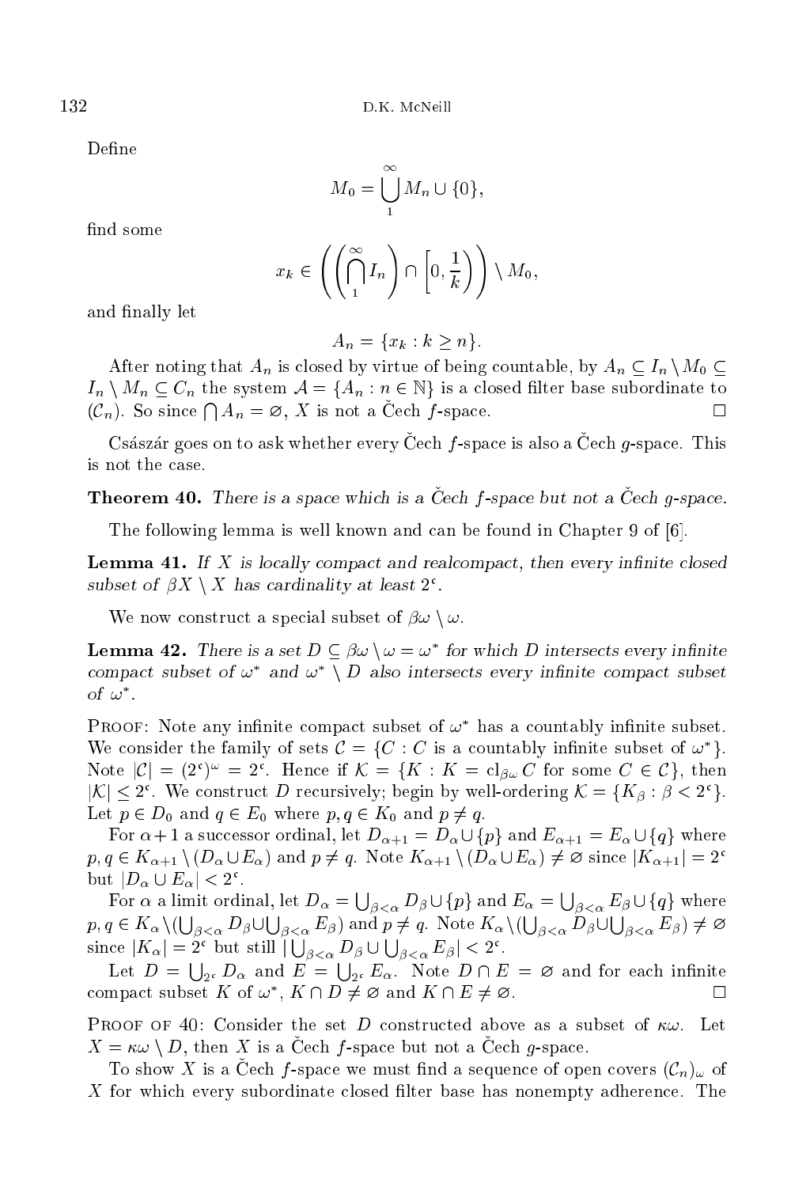Define

$$M_0 = \bigcup_1^\infty M_n \cup \{0\},$$

find some

$$x_k \in \left( \left( \bigcap_1^\infty I_n \right) \cap \left[0, \frac{1}{k}\right) \right) \setminus M_0,$$

and finally let

$$A_n = \{x_k : k \geq n\}.$$

After noting that $A_n$ is closed by virtue of being countable, by $A_n \subseteq I_n \setminus M_0 \subseteq I_n \setminus M_n \subseteq C_n$ the system $\mathcal{A} = \{A_n : n \in \mathbb{N}\}$ is a closed filter base subordinate to $(\mathcal{C}_n)$. So since $\bigcap A_n = \varnothing$, $X$ is not a Čech $f$-space. $\square$

Császár goes on to ask whether every Čech $f$-space is also a Čech $g$-space. This is not the case.

**Theorem 40.** *There is a space which is a Čech $f$-space but not a Čech $g$-space.*

The following lemma is well known and can be found in Chapter 9 of [6].

**Lemma 41.** *If $X$ is locally compact and realcompact, then every infinite closed subset of $\beta X \setminus X$ has cardinality at least $2^{\mathfrak{c}}$.*

We now construct a special subset of $\beta\omega \setminus \omega$.

**Lemma 42.** *There is a set $D \subseteq \beta\omega \setminus \omega = \omega^*$ for which $D$ intersects every infinite compact subset of $\omega^*$ and $\omega^* \setminus D$ also intersects every infinite compact subset of $\omega^*$.*

Proof: Note any infinite compact subset of $\omega^*$ has a countably infinite subset. We consider the family of sets $\mathcal{C} = \{C : C \text{ is a countably infinite subset of } \omega^*\}$. Note $|\mathcal{C}| = (2^{\mathfrak{c}})^\omega = 2^{\mathfrak{c}}$. Hence if $\mathcal{K} = \{K : K = \mathrm{cl}_{\beta\omega} C \text{ for some } C \in \mathcal{C}\}$, then $|\mathcal{K}| \leq 2^{\mathfrak{c}}$. We construct $D$ recursively; begin by well-ordering $\mathcal{K} = \{K_\beta : \beta < 2^{\mathfrak{c}}\}$. Let $p \in D_0$ and $q \in E_0$ where $p, q \in K_0$ and $p \neq q$.

For $\alpha + 1$ a successor ordinal, let $D_{\alpha+1} = D_\alpha \cup \{p\}$ and $E_{\alpha+1} = E_\alpha \cup \{q\}$ where $p, q \in K_{\alpha+1} \setminus (D_\alpha \cup E_\alpha)$ and $p \neq q$. Note $K_{\alpha+1} \setminus (D_\alpha \cup E_\alpha) \neq \varnothing$ since $|K_{\alpha+1}| = 2^{\mathfrak{c}}$ but $|D_\alpha \cup E_\alpha| < 2^{\mathfrak{c}}$.

For $\alpha$ a limit ordinal, let $D_\alpha = \bigcup_{\beta<\alpha} D_\beta \cup \{p\}$ and $E_\alpha = \bigcup_{\beta<\alpha} E_\beta \cup \{q\}$ where $p, q \in K_\alpha \setminus (\bigcup_{\beta<\alpha} D_\beta \cup \bigcup_{\beta<\alpha} E_\beta)$ and $p \neq q$. Note $K_\alpha \setminus (\bigcup_{\beta<\alpha} D_\beta \cup \bigcup_{\beta<\alpha} E_\beta) \neq \varnothing$ since $|K_\alpha| = 2^{\mathfrak{c}}$ but still $|\bigcup_{\beta<\alpha} D_\beta \cup \bigcup_{\beta<\alpha} E_\beta| < 2^{\mathfrak{c}}$.

Let $D = \bigcup_{2^{\mathfrak{c}}} D_\alpha$ and $E = \bigcup_{2^{\mathfrak{c}}} E_\alpha$. Note $D \cap E = \varnothing$ and for each infinite compact subset $K$ of $\omega^*$, $K \cap D \neq \varnothing$ and $K \cap E \neq \varnothing$. $\square$

Proof of 40: Consider the set $D$ constructed above as a subset of $\kappa\omega$. Let $X = \kappa\omega \setminus D$, then $X$ is a Čech $f$-space but not a Čech $g$-space.

To show $X$ is a Čech $f$-space we must find a sequence of open covers $(\mathcal{C}_n)_\omega$ of $X$ for which every subordinate closed filter base has nonempty adherence. The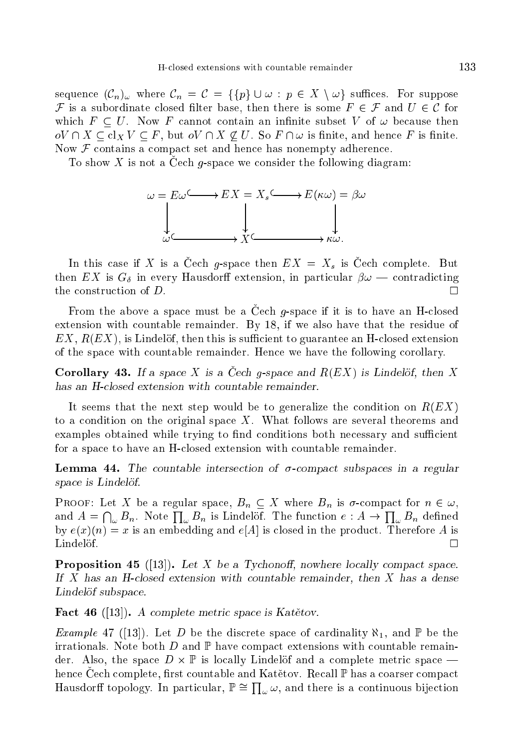sequence $(\mathcal{C}_n)_\omega$ where $\mathcal{C}_n = \mathcal{C} = \{\{p\} \cup \omega : p \in X \setminus \omega\}$ suffices. For suppose $\mathcal{F}$ is a subordinate closed filter base, then there is some $F \in \mathcal{F}$ and $U \in \mathcal{C}$ for which $F \subseteq U$. Now $F$ cannot contain an infinite subset $V$ of $\omega$ because then $oV \cap X \subseteq \mathrm{cl}_X V \subseteq F$, but $oV \cap X \not\subseteq U$. So $F \cap \omega$ is finite, and hence $F$ is finite. Now $\mathcal{F}$ contains a compact set and hence has nonempty adherence.

To show $X$ is not a Čech $g$-space we consider the following diagram:

$$
\begin{array}{ccccc}
\omega = E\omega & \hookrightarrow & EX = X_s & \hookrightarrow & E(\kappa\omega) = \beta\omega \\
\downarrow & & \downarrow & & \downarrow \\
\omega & \hookrightarrow & X & \hookrightarrow & \kappa\omega.
\end{array}
$$

In this case if $X$ is a Čech $g$-space then $EX = X_s$ is Čech complete. But then $EX$ is $G_\delta$ in every Hausdorff extension, in particular $\beta\omega$ — contradicting the construction of $D$. □

From the above a space must be a Čech $g$-space if it is to have an H-closed extension with countable remainder. By 18, if we also have that the residue of $EX$, $R(EX)$, is Lindelöf, then this is sufficient to guarantee an H-closed extension of the space with countable remainder. Hence we have the following corollary.

**Corollary 43.** *If a space $X$ is a Čech $g$-space and $R(EX)$ is Lindelöf, then $X$ has an H-closed extension with countable remainder.*

It seems that the next step would be to generalize the condition on $R(EX)$ to a condition on the original space $X$. What follows are several theorems and examples obtained while trying to find conditions both necessary and sufficient for a space to have an H-closed extension with countable remainder.

**Lemma 44.** *The countable intersection of $\sigma$-compact subspaces in a regular space is Lindelöf.*

Proof: Let $X$ be a regular space, $B_n \subseteq X$ where $B_n$ is $\sigma$-compact for $n \in \omega$, and $A = \bigcap_\omega B_n$. Note $\prod_\omega B_n$ is Lindelöf. The function $e : A \to \prod_\omega B_n$ defined by $e(x)(n) = x$ is an embedding and $e[A]$ is closed in the product. Therefore $A$ is Lindelöf. □

**Proposition 45** ([13])**.** *Let $X$ be a Tychonoff, nowhere locally compact space. If $X$ has an H-closed extension with countable remainder, then $X$ has a dense Lindelöf subspace.*

**Fact 46** ([13])**.** *A complete metric space is Katětov.*

*Example* 47 ([13]). Let $D$ be the discrete space of cardinality $\aleph_1$, and $\mathbb{P}$ be the irrationals. Note both $D$ and $\mathbb{P}$ have compact extensions with countable remainder. Also, the space $D \times \mathbb{P}$ is locally Lindelöf and a complete metric space — hence Čech complete, first countable and Katětov. Recall $\mathbb{P}$ has a coarser compact Hausdorff topology. In particular, $\mathbb{P} \cong \prod_\omega \omega$, and there is a continuous bijection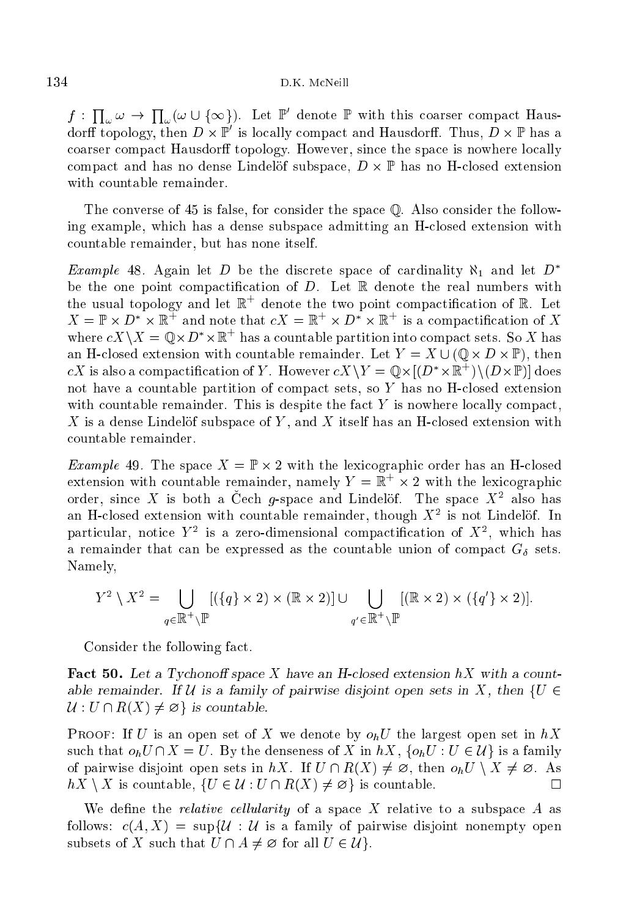$f : \prod_\omega \omega \to \prod_\omega(\omega \cup \{\infty\})$. Let $\mathbb{P}'$ denote $\mathbb{P}$ with this coarser compact Hausdorff topology, then $D \times \mathbb{P}'$ is locally compact and Hausdorff. Thus, $D \times \mathbb{P}$ has a coarser compact Hausdorff topology. However, since the space is nowhere locally compact and has no dense Lindelöf subspace, $D \times \mathbb{P}$ has no H-closed extension with countable remainder.

The converse of 45 is false, for consider the space $\mathbb{Q}$. Also consider the following example, which has a dense subspace admitting an H-closed extension with countable remainder, but has none itself.

*Example* 48. Again let $D$ be the discrete space of cardinality $\aleph_1$ and let $D^*$ be the one point compactification of $D$. Let $\mathbb{R}$ denote the real numbers with the usual topology and let $\mathbb{R}^+$ denote the two point compactification of $\mathbb{R}$. Let $X = \mathbb{P} \times D^* \times \mathbb{R}^+$ and note that $cX = \mathbb{R}^+ \times D^* \times \mathbb{R}^+$ is a compactification of $X$ where $cX \setminus X = \mathbb{Q} \times D^* \times \mathbb{R}^+$ has a countable partition into compact sets. So $X$ has an H-closed extension with countable remainder. Let $Y = X \cup (\mathbb{Q} \times D \times \mathbb{P})$, then $cX$ is also a compactification of $Y$. However $cX \setminus Y = \mathbb{Q} \times [(D^* \times \mathbb{R}^+) \setminus (D \times \mathbb{P})]$ does not have a countable partition of compact sets, so $Y$ has no H-closed extension with countable remainder. This is despite the fact $Y$ is nowhere locally compact, $X$ is a dense Lindelöf subspace of $Y$, and $X$ itself has an H-closed extension with countable remainder.

*Example* 49. The space $X = \mathbb{P} \times 2$ with the lexicographic order has an H-closed extension with countable remainder, namely $Y = \mathbb{R}^+ \times 2$ with the lexicographic order, since $X$ is both a Čech $g$-space and Lindelöf. The space $X^2$ also has an H-closed extension with countable remainder, though $X^2$ is not Lindelöf. In particular, notice $Y^2$ is a zero-dimensional compactification of $X^2$, which has a remainder that can be expressed as the countable union of compact $G_\delta$ sets. Namely,

$$Y^2 \setminus X^2 = \bigcup_{q \in \mathbb{R}^+ \setminus \mathbb{P}} [(\{q\} \times 2) \times (\mathbb{R} \times 2)] \cup \bigcup_{q' \in \mathbb{R}^+ \setminus \mathbb{P}} [(\mathbb{R} \times 2) \times (\{q'\} \times 2)].$$

Consider the following fact.

**Fact 50.** *Let a Tychonoff space $X$ have an H-closed extension $hX$ with a countable remainder. If $\mathcal{U}$ is a family of pairwise disjoint open sets in $X$, then $\{U \in \mathcal{U} : U \cap R(X) \neq \varnothing\}$ is countable.*

Proof: If $U$ is an open set of $X$ we denote by $o_h U$ the largest open set in $hX$ such that $o_h U \cap X = U$. By the denseness of $X$ in $hX$, $\{o_h U : U \in \mathcal{U}\}$ is a family of pairwise disjoint open sets in $hX$. If $U \cap R(X) \neq \varnothing$, then $o_h U \setminus X \neq \varnothing$. As $hX \setminus X$ is countable, $\{U \in \mathcal{U} : U \cap R(X) \neq \varnothing\}$ is countable. $\square$

We define the *relative cellularity* of a space $X$ relative to a subspace $A$ as follows: $c(A, X) = \sup\{\mathcal{U} : \mathcal{U}$ is a family of pairwise disjoint nonempty open subsets of $X$ such that $U \cap A \neq \varnothing$ for all $U \in \mathcal{U}\}$.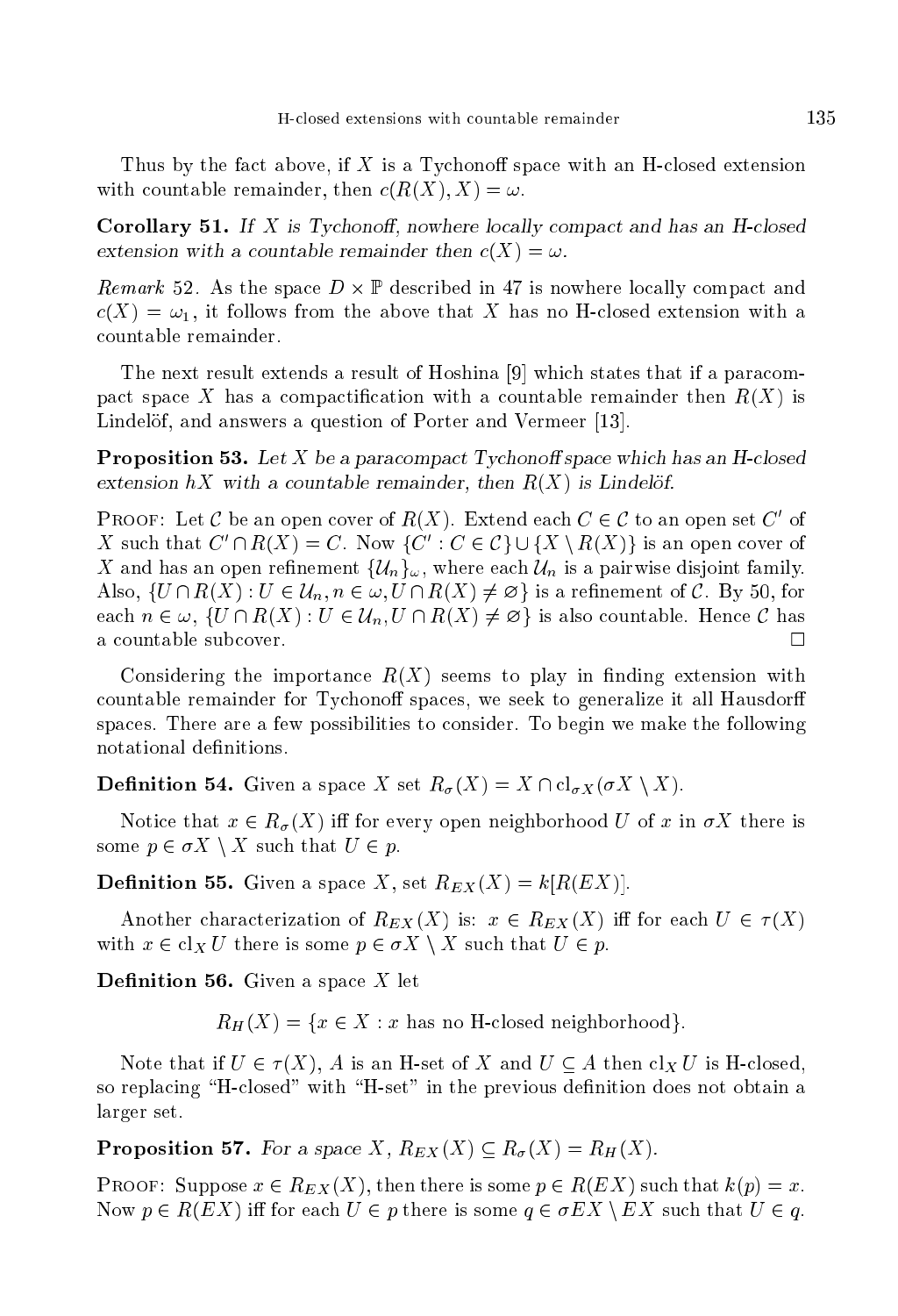Thus by the fact above, if $X$ is a Tychonoff space with an H-closed extension with countable remainder, then $c(R(X), X) = \omega$.

**Corollary 51.** *If $X$ is Tychonoff, nowhere locally compact and has an H-closed extension with a countable remainder then $c(X) = \omega$.*

*Remark* 52. As the space $D \times \mathbb{P}$ described in 47 is nowhere locally compact and $c(X) = \omega_1$, it follows from the above that $X$ has no H-closed extension with a countable remainder.

The next result extends a result of Hoshina [9] which states that if a paracompact space $X$ has a compactification with a countable remainder then $R(X)$ is Lindelöf, and answers a question of Porter and Vermeer [13].

**Proposition 53.** *Let $X$ be a paracompact Tychonoff space which has an H-closed extension $hX$ with a countable remainder, then $R(X)$ is Lindelöf.*

Proof: Let $\mathcal{C}$ be an open cover of $R(X)$. Extend each $C \in \mathcal{C}$ to an open set $C'$ of $X$ such that $C' \cap R(X) = C$. Now $\{C' : C \in \mathcal{C}\} \cup \{X \setminus R(X)\}$ is an open cover of $X$ and has an open refinement $\{\mathcal{U}_n\}_\omega$, where each $\mathcal{U}_n$ is a pairwise disjoint family. Also, $\{U \cap R(X) : U \in \mathcal{U}_n, n \in \omega, U \cap R(X) \neq \varnothing\}$ is a refinement of $\mathcal{C}$. By 50, for each $n \in \omega$, $\{U \cap R(X) : U \in \mathcal{U}_n, U \cap R(X) \neq \varnothing\}$ is also countable. Hence $\mathcal{C}$ has a countable subcover. $\square$

Considering the importance $R(X)$ seems to play in finding extension with countable remainder for Tychonoff spaces, we seek to generalize it all Hausdorff spaces. There are a few possibilities to consider. To begin we make the following notational definitions.

**Definition 54.** Given a space $X$ set $R_\sigma(X) = X \cap \mathrm{cl}_{\sigma X}(\sigma X \setminus X)$.

Notice that $x \in R_\sigma(X)$ iff for every open neighborhood $U$ of $x$ in $\sigma X$ there is some $p \in \sigma X \setminus X$ such that $U \in p$.

**Definition 55.** Given a space $X$, set $R_{EX}(X) = k[R(EX)]$.

Another characterization of $R_{EX}(X)$ is: $x \in R_{EX}(X)$ iff for each $U \in \tau(X)$ with $x \in \mathrm{cl}_X U$ there is some $p \in \sigma X \setminus X$ such that $U \in p$.

**Definition 56.** Given a space $X$ let

$$R_H(X) = \{x \in X : x \text{ has no H-closed neighborhood}\}.$$

Note that if $U \in \tau(X)$, $A$ is an H-set of $X$ and $U \subseteq A$ then $\mathrm{cl}_X U$ is H-closed, so replacing "H-closed" with "H-set" in the previous definition does not obtain a larger set.

**Proposition 57.** *For a space $X$, $R_{EX}(X) \subseteq R_\sigma(X) = R_H(X)$.*

Proof: Suppose $x \in R_{EX}(X)$, then there is some $p \in R(EX)$ such that $k(p) = x$. Now $p \in R(EX)$ iff for each $U \in p$ there is some $q \in \sigma EX \setminus EX$ such that $U \in q$.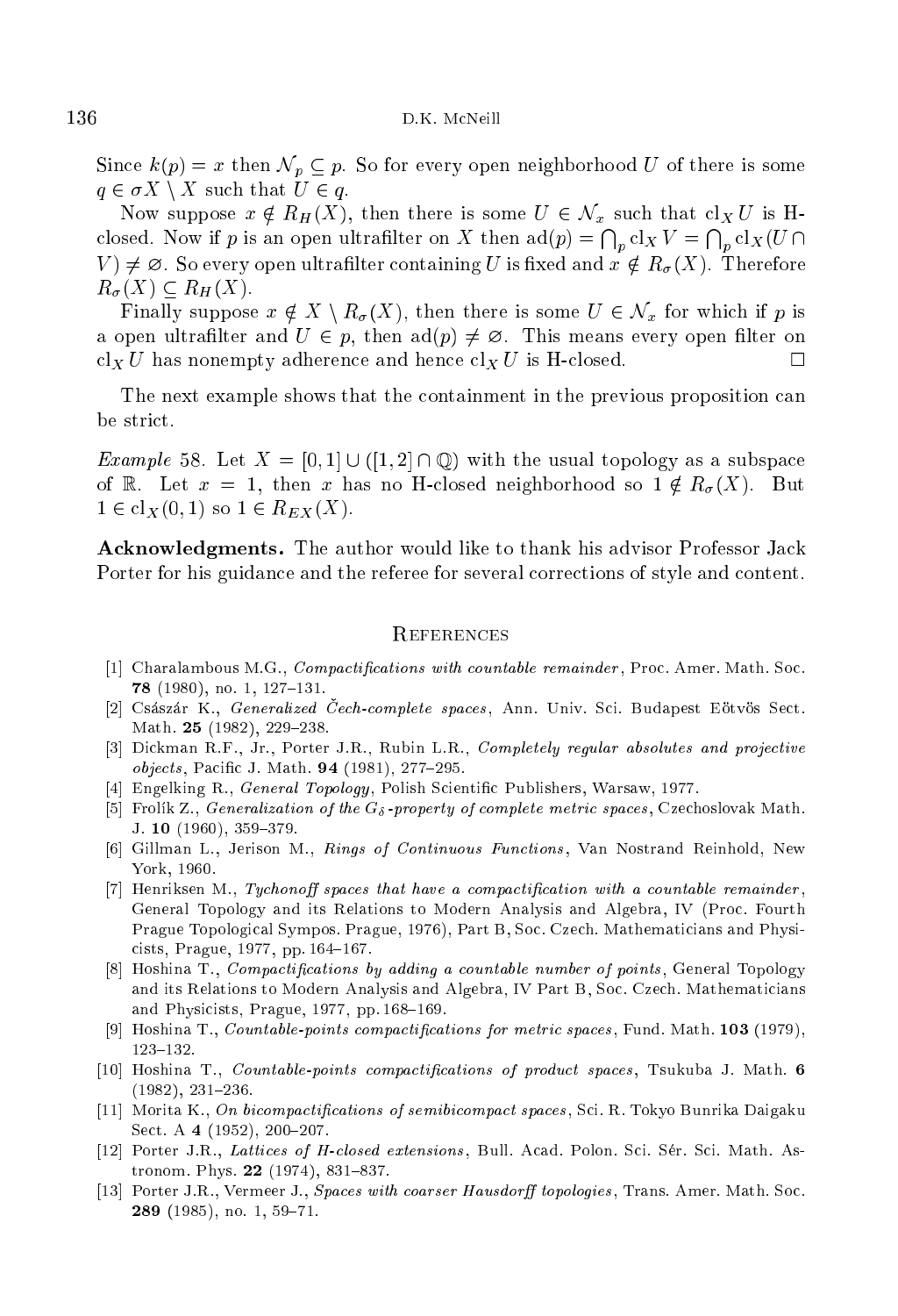Since $k(p) = x$ then $\mathcal{N}_p \subseteq p$. So for every open neighborhood $U$ of there is some $q \in \sigma X \setminus X$ such that $U \in q$.

Now suppose $x \notin R_H(X)$, then there is some $U \in \mathcal{N}_x$ such that $\mathrm{cl}_X U$ is H-closed. Now if $p$ is an open ultrafilter on $X$ then $\mathrm{ad}(p) = \bigcap_p \mathrm{cl}_X V = \bigcap_p \mathrm{cl}_X(U \cap V) \neq \varnothing$. So every open ultrafilter containing $U$ is fixed and $x \notin R_\sigma(X)$. Therefore $R_\sigma(X) \subseteq R_H(X)$.

Finally suppose $x \notin X \setminus R_\sigma(X)$, then there is some $U \in \mathcal{N}_x$ for which if $p$ is a open ultrafilter and $U \in p$, then $\mathrm{ad}(p) \neq \varnothing$. This means every open filter on $\mathrm{cl}_X U$ has nonempty adherence and hence $\mathrm{cl}_X U$ is H-closed. $\square$

The next example shows that the containment in the previous proposition can be strict.

*Example* 58. Let $X = [0,1] \cup ([1,2] \cap \mathbb{Q})$ with the usual topology as a subspace of $\mathbb{R}$. Let $x = 1$, then $x$ has no H-closed neighborhood so $1 \notin R_\sigma(X)$. But $1 \in \mathrm{cl}_X(0,1)$ so $1 \in R_{EX}(X)$.

**Acknowledgments.** The author would like to thank his advisor Professor Jack Porter for his guidance and the referee for several corrections of style and content.

## References

[1] Charalambous M.G., *Compactifications with countable remainder*, Proc. Amer. Math. Soc. **78** (1980), no. 1, 127–131.

[2] Császár K., *Generalized Čech-complete spaces*, Ann. Univ. Sci. Budapest Eötvös Sect. Math. **25** (1982), 229–238.

[3] Dickman R.F., Jr., Porter J.R., Rubin L.R., *Completely regular absolutes and projective objects*, Pacific J. Math. **94** (1981), 277–295.

[4] Engelking R., *General Topology*, Polish Scientific Publishers, Warsaw, 1977.

[5] Frolík Z., *Generalization of the $G_\delta$-property of complete metric spaces*, Czechoslovak Math. J. **10** (1960), 359–379.

[6] Gillman L., Jerison M., *Rings of Continuous Functions*, Van Nostrand Reinhold, New York, 1960.

[7] Henriksen M., *Tychonoff spaces that have a compactification with a countable remainder*, General Topology and its Relations to Modern Analysis and Algebra, IV (Proc. Fourth Prague Topological Sympos. Prague, 1976), Part B, Soc. Czech. Mathematicians and Physicists, Prague, 1977, pp. 164–167.

[8] Hoshina T., *Compactifications by adding a countable number of points*, General Topology and its Relations to Modern Analysis and Algebra, IV Part B, Soc. Czech. Mathematicians and Physicists, Prague, 1977, pp. 168–169.

[9] Hoshina T., *Countable-points compactifications for metric spaces*, Fund. Math. **103** (1979), 123–132.

[10] Hoshina T., *Countable-points compactifications of product spaces*, Tsukuba J. Math. **6** (1982), 231–236.

[11] Morita K., *On bicompactifications of semibicompact spaces*, Sci. R. Tokyo Bunrika Daigaku Sect. A **4** (1952), 200–207.

[12] Porter J.R., *Lattices of H-closed extensions*, Bull. Acad. Polon. Sci. Sér. Sci. Math. Astronom. Phys. **22** (1974), 831–837.

[13] Porter J.R., Vermeer J., *Spaces with coarser Hausdorff topologies*, Trans. Amer. Math. Soc. **289** (1985), no. 1, 59–71.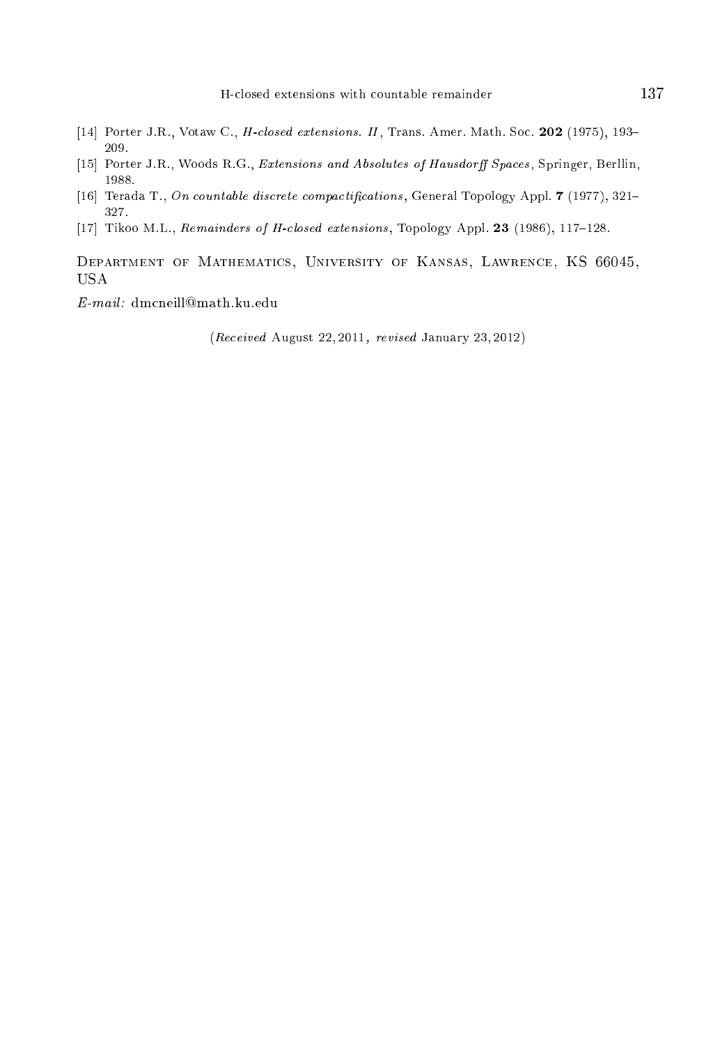[14] Porter J.R., Votaw C., *H-closed extensions. II*, Trans. Amer. Math. Soc. **202** (1975), 193–209.

[15] Porter J.R., Woods R.G., *Extensions and Absolutes of Hausdorff Spaces*, Springer, Berllin, 1988.

[16] Terada T., *On countable discrete compactifications*, General Topology Appl. **7** (1977), 321–327.

[17] Tikoo M.L., *Remainders of H-closed extensions*, Topology Appl. **23** (1986), 117–128.

Department of Mathematics, University of Kansas, Lawrence, KS 66045, USA

*E-mail:* dmcneill@math.ku.edu

(*Received* August 22, 2011, *revised* January 23, 2012)